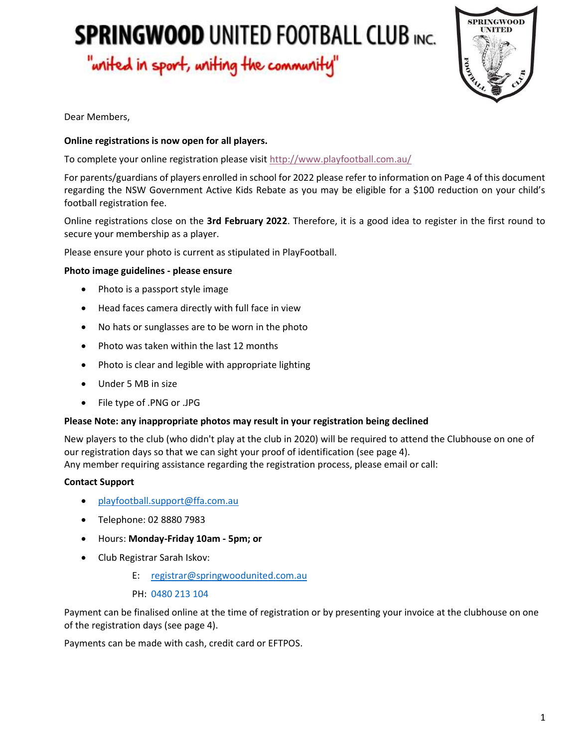# SPRINGWOOD UNITED FOOTBALL CLUB INC.

"united in sport, uniting the community"

Dear Members,

**Online registrations is now open for all players.**

To complete your online registration please visit http://www.playfootball.com.au/

For parents/guardians of players enrolled in school for 2022 please refer to information on Page 4 of this document regarding the NSW Government Active Kids Rebate as you may be eligible for a $100 reduction on your child's football registration fee.

Online registrations close on the **3rd February 2022**. Therefore, it is a good idea to register in the first round to secure your membership as a player.

Please ensure your photo is current as stipulated in PlayFootball.

**Photo image guidelines - please ensure**

- Photo is a passport style image
- Head faces camera directly with full face in view
- No hats or sunglasses are to be worn in the photo
- Photo was taken within the last 12 months
- Photo is clear and legible with appropriate lighting
- Under 5 MB in size
- File type of .PNG or .JPG

**Please Note: any inappropriate photos may result in your registration being declined**

New players to the club (who didn't play at the club in 2020) will be required to attend the Clubhouse on one of our registration days so that we can sight your proof of identification (see page 4).
Any member requiring assistance regarding the registration process, please email or call:

**Contact Support**

- playfootball.support@ffa.com.au
- Telephone: 02 8880 7983
- Hours: **Monday-Friday 10am - 5pm; or**
- Club Registrar Sarah Iskov:

  E: registrar@springwoodunited.com.au

  PH: 0480 213 104

Payment can be finalised online at the time of registration or by presenting your invoice at the clubhouse on one of the registration days (see page 4).

Payments can be made with cash, credit card or EFTPOS.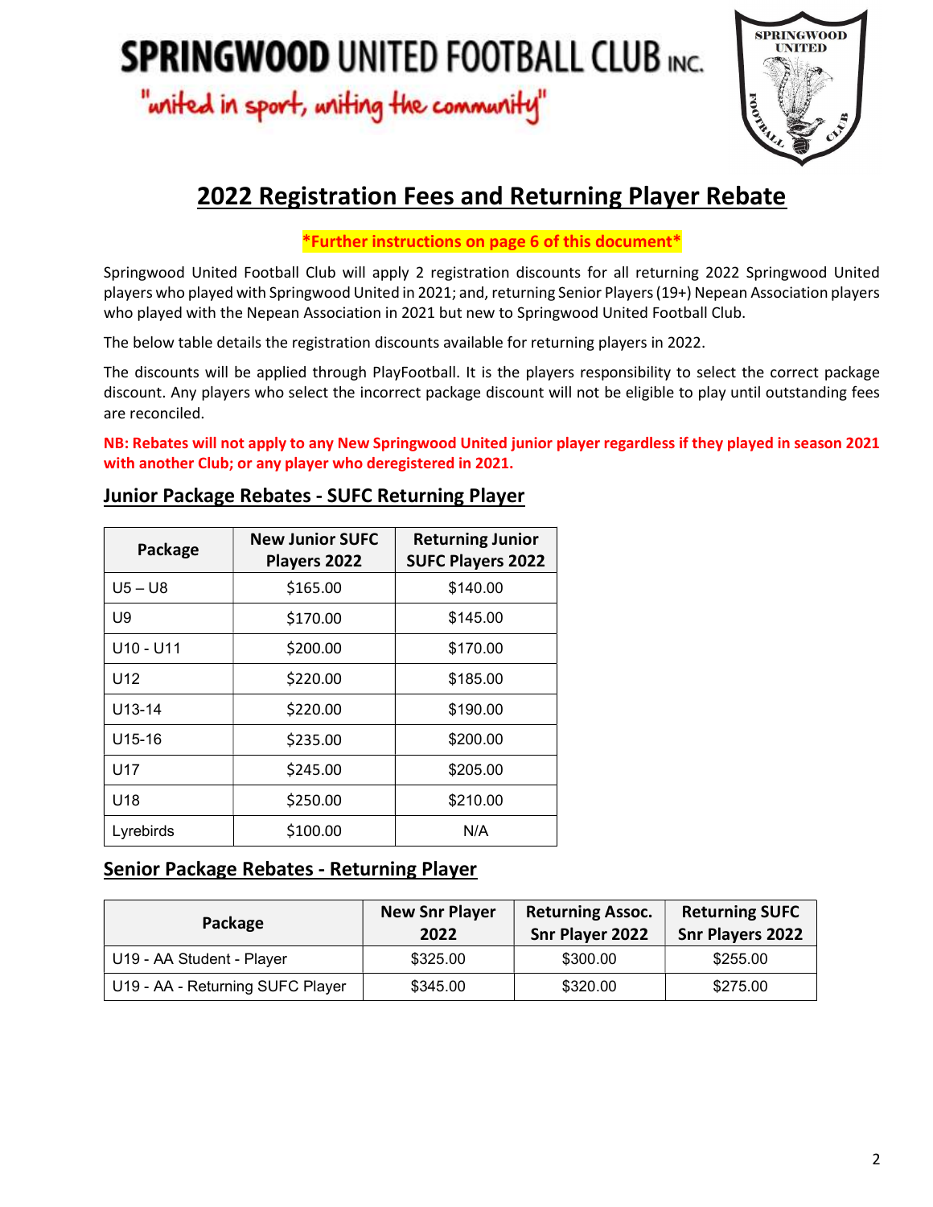# SPRINGWOOD UNITED FOOTBALL CLUB INC.

"united in sport, uniting the community"

## 2022 Registration Fees and Returning Player Rebate

**\*Further instructions on page 6 of this document\***

Springwood United Football Club will apply 2 registration discounts for all returning 2022 Springwood United players who played with Springwood United in 2021; and, returning Senior Players (19+) Nepean Association players who played with the Nepean Association in 2021 but new to Springwood United Football Club.

The below table details the registration discounts available for returning players in 2022.

The discounts will be applied through PlayFootball. It is the players responsibility to select the correct package discount. Any players who select the incorrect package discount will not be eligible to play until outstanding fees are reconciled.

**NB: Rebates will not apply to any New Springwood United junior player regardless if they played in season 2021 with another Club; or any player who deregistered in 2021.**

### Junior Package Rebates - SUFC Returning Player

| Package | New Junior SUFC Players 2022 | Returning Junior SUFC Players 2022 |
|---|---|---|
| U5 – U8 | $165.00 | $140.00 |
| U9 | $170.00 | $145.00 |
| U10 - U11 | $200.00 | $170.00 |
| U12 | $220.00 | $185.00 |
| U13-14 | $220.00 | $190.00 |
| U15-16 | $235.00 | $200.00 |
| U17 | $245.00 | $205.00 |
| U18 | $250.00 | $210.00 |
| Lyrebirds | $100.00 | N/A |

### Senior Package Rebates - Returning Player

| Package | New Snr Player 2022 | Returning Assoc. Snr Player 2022 | Returning SUFC Snr Players 2022 |
|---|---|---|---|
| U19 - AA Student - Player | $325.00 | $300.00 | $255.00 |
| U19 - AA - Returning SUFC Player | $345.00 | $320.00 | $275.00 |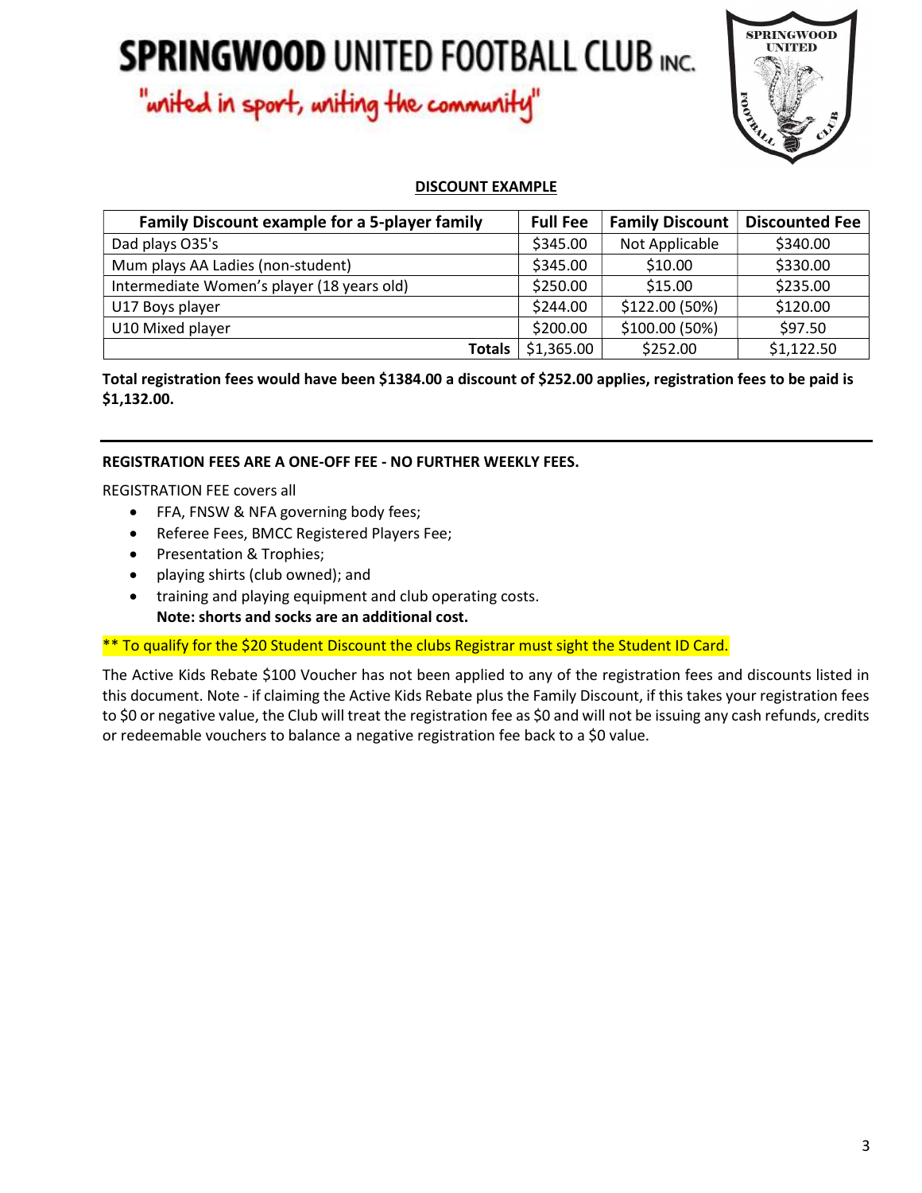# SPRINGWOOD UNITED FOOTBALL CLUB INC.

"united in sport, uniting the community"

## DISCOUNT EXAMPLE

| Family Discount example for a 5-player family | Full Fee | Family Discount | Discounted Fee |
|---|---|---|---|
| Dad plays O35's | $345.00 | Not Applicable | $340.00 |
| Mum plays AA Ladies (non-student) | $345.00 | $10.00 | $330.00 |
| Intermediate Women's player (18 years old) | $250.00 | $15.00 | $235.00 |
| U17 Boys player | $244.00 | $122.00 (50%) | $120.00 |
| U10 Mixed player | $200.00 | $100.00 (50%) | $97.50 |
| **Totals** | $1,365.00 | $252.00 | $1,122.50 |

**Total registration fees would have been $1384.00 a discount of $252.00 applies, registration fees to be paid is $1,132.00.**

---

**REGISTRATION FEES ARE A ONE-OFF FEE - NO FURTHER WEEKLY FEES.**

REGISTRATION FEE covers all

- FFA, FNSW & NFA governing body fees;
- Referee Fees, BMCC Registered Players Fee;
- Presentation & Trophies;
- playing shirts (club owned); and
- training and playing equipment and club operating costs.
  **Note: shorts and socks are an additional cost.**

** To qualify for the $20 Student Discount the clubs Registrar must sight the Student ID Card.

The Active Kids Rebate $100 Voucher has not been applied to any of the registration fees and discounts listed in this document. Note - if claiming the Active Kids Rebate plus the Family Discount, if this takes your registration fees to $0 or negative value, the Club will treat the registration fee as $0 and will not be issuing any cash refunds, credits or redeemable vouchers to balance a negative registration fee back to a $0 value.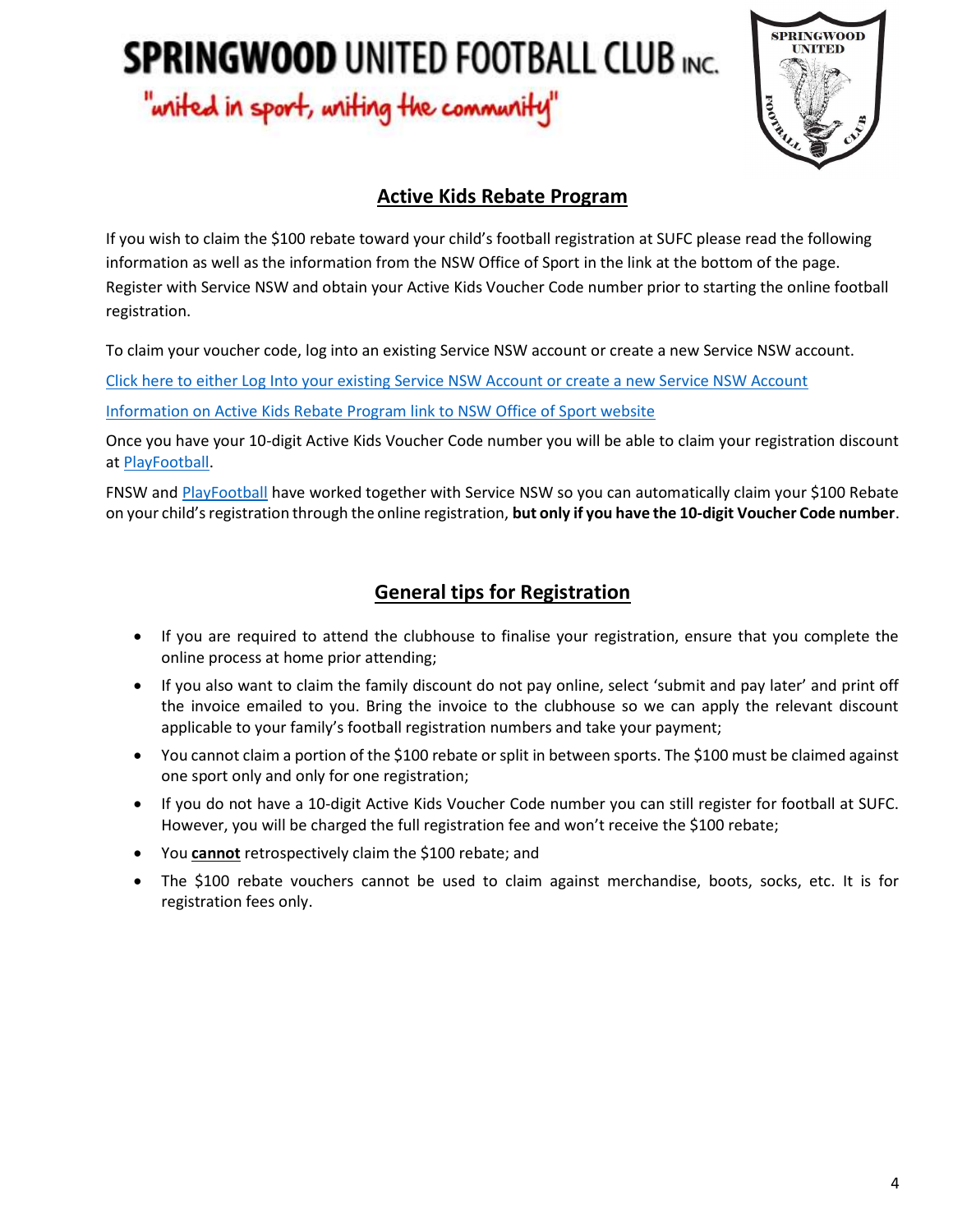# SPRINGWOOD UNITED FOOTBALL CLUB INC.

"united in sport, uniting the community"

## Active Kids Rebate Program

If you wish to claim the $100 rebate toward your child's football registration at SUFC please read the following information as well as the information from the NSW Office of Sport in the link at the bottom of the page. Register with Service NSW and obtain your Active Kids Voucher Code number prior to starting the online football registration.

To claim your voucher code, log into an existing Service NSW account or create a new Service NSW account.

Click here to either Log Into your existing Service NSW Account or create a new Service NSW Account

Information on Active Kids Rebate Program link to NSW Office of Sport website

Once you have your 10-digit Active Kids Voucher Code number you will be able to claim your registration discount at PlayFootball.

FNSW and PlayFootball have worked together with Service NSW so you can automatically claim your $100 Rebate on your child's registration through the online registration, **but only if you have the 10-digit Voucher Code number**.

## General tips for Registration

- If you are required to attend the clubhouse to finalise your registration, ensure that you complete the online process at home prior attending;
- If you also want to claim the family discount do not pay online, select 'submit and pay later' and print off the invoice emailed to you. Bring the invoice to the clubhouse so we can apply the relevant discount applicable to your family's football registration numbers and take your payment;
- You cannot claim a portion of the $100 rebate or split in between sports. The $100 must be claimed against one sport only and only for one registration;
- If you do not have a 10-digit Active Kids Voucher Code number you can still register for football at SUFC. However, you will be charged the full registration fee and won't receive the $100 rebate;
- You **cannot** retrospectively claim the $100 rebate; and
- The $100 rebate vouchers cannot be used to claim against merchandise, boots, socks, etc. It is for registration fees only.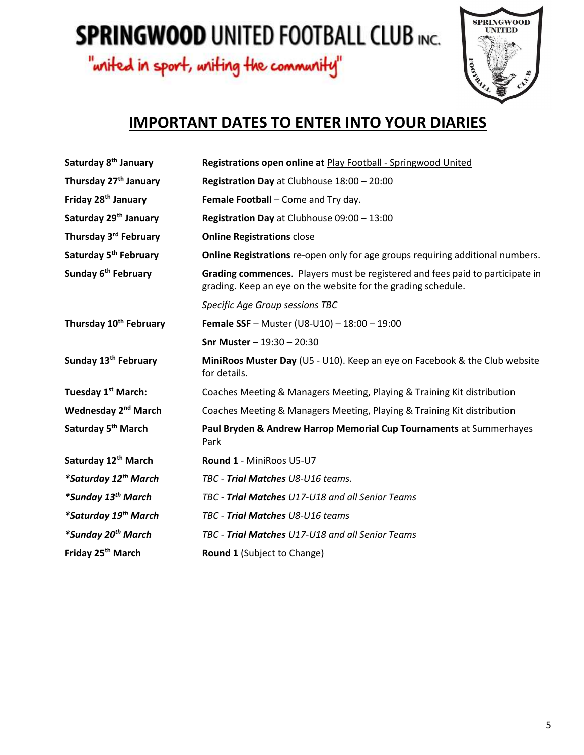# SPRINGWOOD UNITED FOOTBALL CLUB INC.

"united in sport, uniting the community"

## IMPORTANT DATES TO ENTER INTO YOUR DIARIES

| | |
|---|---|
| **Saturday 8th January** | **Registrations open online at** Play Football - Springwood United |
| **Thursday 27th January** | **Registration Day** at Clubhouse 18:00 – 20:00 |
| **Friday 28th January** | **Female Football** – Come and Try day. |
| **Saturday 29th January** | **Registration Day** at Clubhouse 09:00 – 13:00 |
| **Thursday 3rd February** | **Online Registrations** close |
| **Saturday 5th February** | **Online Registrations** re-open only for age groups requiring additional numbers. |
| **Sunday 6th February** | **Grading commences**. Players must be registered and fees paid to participate in grading. Keep an eye on the website for the grading schedule. |
| | *Specific Age Group sessions TBC* |
| **Thursday 10th February** | **Female SSF** – Muster (U8-U10) – 18:00 – 19:00 |
| | **Snr Muster** – 19:30 – 20:30 |
| **Sunday 13th February** | **MiniRoos Muster Day** (U5 - U10). Keep an eye on Facebook & the Club website for details. |
| **Tuesday 1st March:** | Coaches Meeting & Managers Meeting, Playing & Training Kit distribution |
| **Wednesday 2nd March** | Coaches Meeting & Managers Meeting, Playing & Training Kit distribution |
| **Saturday 5th March** | **Paul Bryden & Andrew Harrop Memorial Cup Tournaments** at Summerhayes Park |
| **Saturday 12th March** | **Round 1** - MiniRoos U5-U7 |
| ***Saturday 12th March** | *TBC - **Trial Matches** U8-U16 teams.* |
| ***Sunday 13th March** | *TBC - **Trial Matches** U17-U18 and all Senior Teams* |
| ***Saturday 19th March** | *TBC - **Trial Matches** U8-U16 teams* |
| ***Sunday 20th March** | *TBC - **Trial Matches** U17-U18 and all Senior Teams* |
| **Friday 25th March** | **Round 1** (Subject to Change) |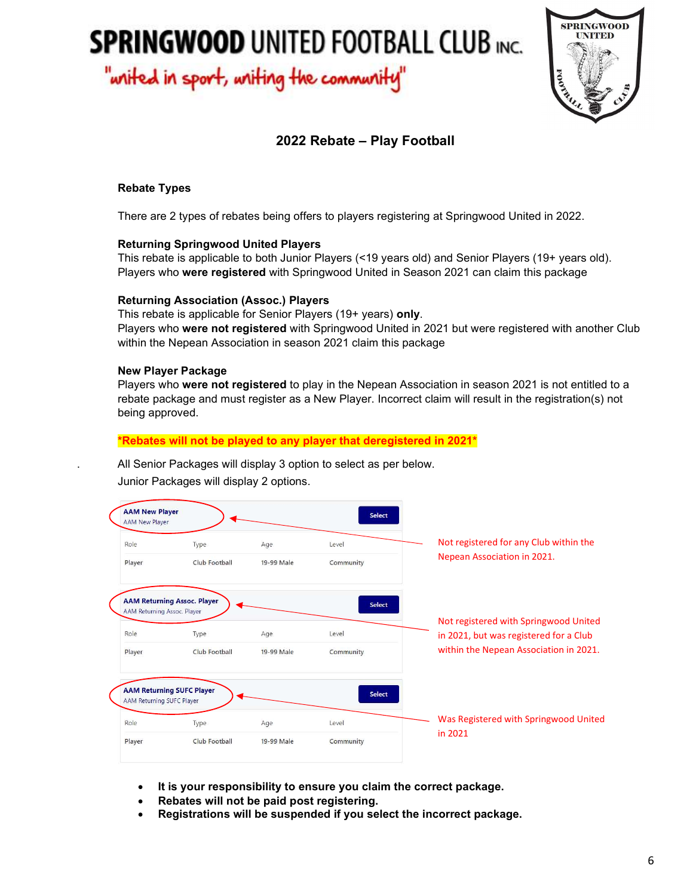# SPRINGWOOD UNITED FOOTBALL CLUB INC.

"united in sport, uniting the community"

SPRINGWOOD UNITED FOOTBALL CLUB

## 2022 Rebate – Play Football

### Rebate Types

There are 2 types of rebates being offers to players registering at Springwood United in 2022.

**Returning Springwood United Players**
This rebate is applicable to both Junior Players (<19 years old) and Senior Players (19+ years old).
Players who **were registered** with Springwood United in Season 2021 can claim this package

**Returning Association (Assoc.) Players**
This rebate is applicable for Senior Players (19+ years) **only**.
Players who **were not registered** with Springwood United in 2021 but were registered with another Club within the Nepean Association in season 2021 claim this package

**New Player Package**
Players who **were not registered** to play in the Nepean Association in season 2021 is not entitled to a rebate package and must register as a New Player. Incorrect claim will result in the registration(s) not being approved.

***Rebates will not be played to any player that deregistered in 2021***

All Senior Packages will display 3 option to select as per below.
Junior Packages will display 2 options.

AAM New Player
AAM New Player
Select

| Role | Type | Age | Level |
|---|---|---|---|
| Player | Club Football | 19-99 Male | Community |

Not registered for any Club within the Nepean Association in 2021.

AAM Returning Assoc. Player
AAM Returning Assoc. Player
Select

| Role | Type | Age | Level |
|---|---|---|---|
| Player | Club Football | 19-99 Male | Community |

Not registered with Springwood United in 2021, but was registered for a Club within the Nepean Association in 2021.

AAM Returning SUFC Player
AAM Returning SUFC Player
Select

| Role | Type | Age | Level |
|---|---|---|---|
| Player | Club Football | 19-99 Male | Community |

Was Registered with Springwood United in 2021

- **It is your responsibility to ensure you claim the correct package.**
- **Rebates will not be paid post registering.**
- **Registrations will be suspended if you select the incorrect package.**